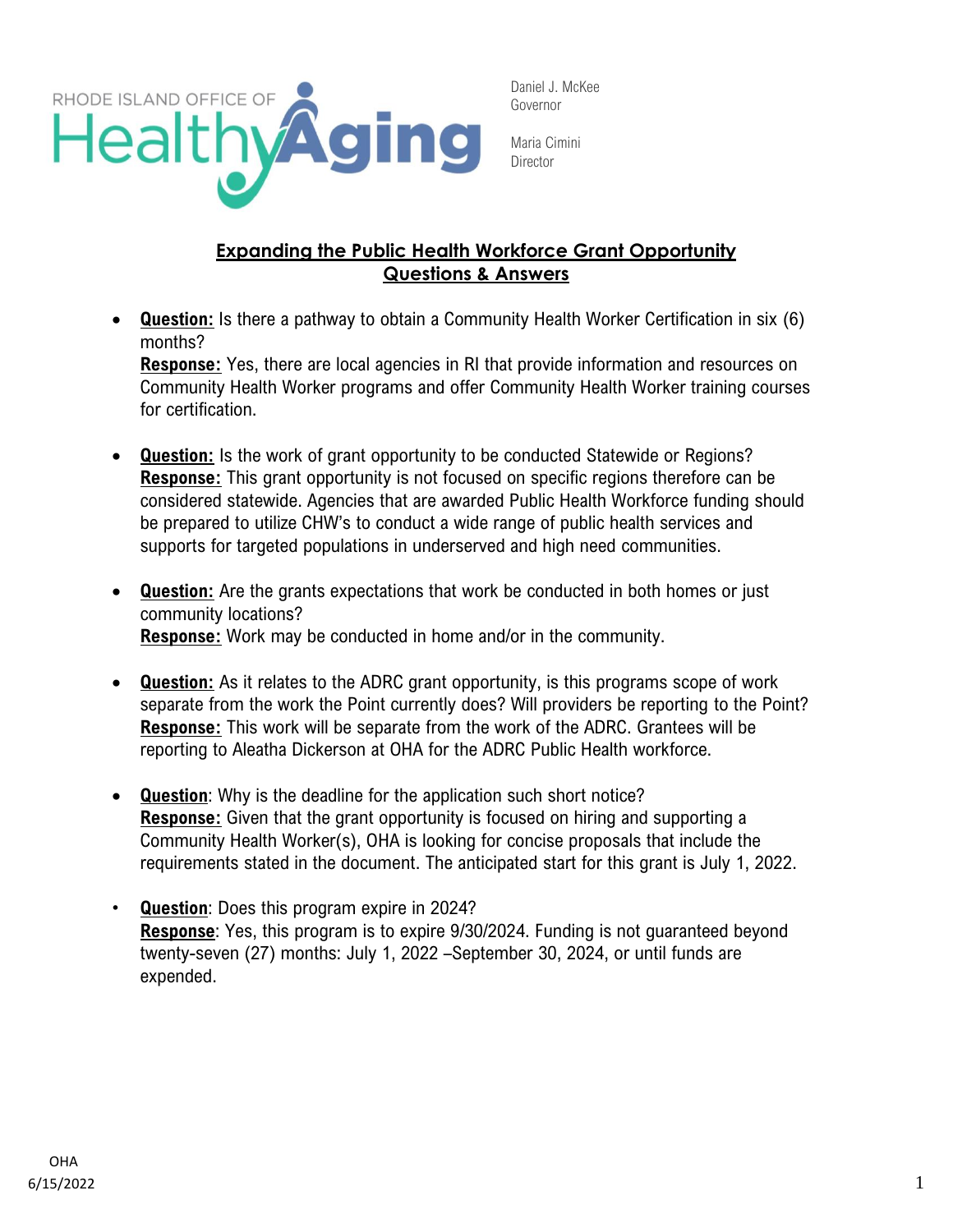RHODE ISLAND OFFICE OF HealthyAging

Daniel J. McKee
Governor

Maria Cimini
Director

## Expanding the Public Health Workforce Grant Opportunity
## Questions & Answers

- **Question:** Is there a pathway to obtain a Community Health Worker Certification in six (6) months?
  **Response:** Yes, there are local agencies in RI that provide information and resources on Community Health Worker programs and offer Community Health Worker training courses for certification.

- **Question:** Is the work of grant opportunity to be conducted Statewide or Regions?
  **Response:** This grant opportunity is not focused on specific regions therefore can be considered statewide. Agencies that are awarded Public Health Workforce funding should be prepared to utilize CHW's to conduct a wide range of public health services and supports for targeted populations in underserved and high need communities.

- **Question:** Are the grants expectations that work be conducted in both homes or just community locations?
  **Response:** Work may be conducted in home and/or in the community.

- **Question:** As it relates to the ADRC grant opportunity, is this programs scope of work separate from the work the Point currently does? Will providers be reporting to the Point?
  **Response:** This work will be separate from the work of the ADRC. Grantees will be reporting to Aleatha Dickerson at OHA for the ADRC Public Health workforce.

- **Question**: Why is the deadline for the application such short notice?
  **Response:** Given that the grant opportunity is focused on hiring and supporting a Community Health Worker(s), OHA is looking for concise proposals that include the requirements stated in the document. The anticipated start for this grant is July 1, 2022.

- **Question**: Does this program expire in 2024?
  **Response**: Yes, this program is to expire 9/30/2024. Funding is not guaranteed beyond twenty-seven (27) months: July 1, 2022 –September 30, 2024, or until funds are expended.

OHA
6/15/2022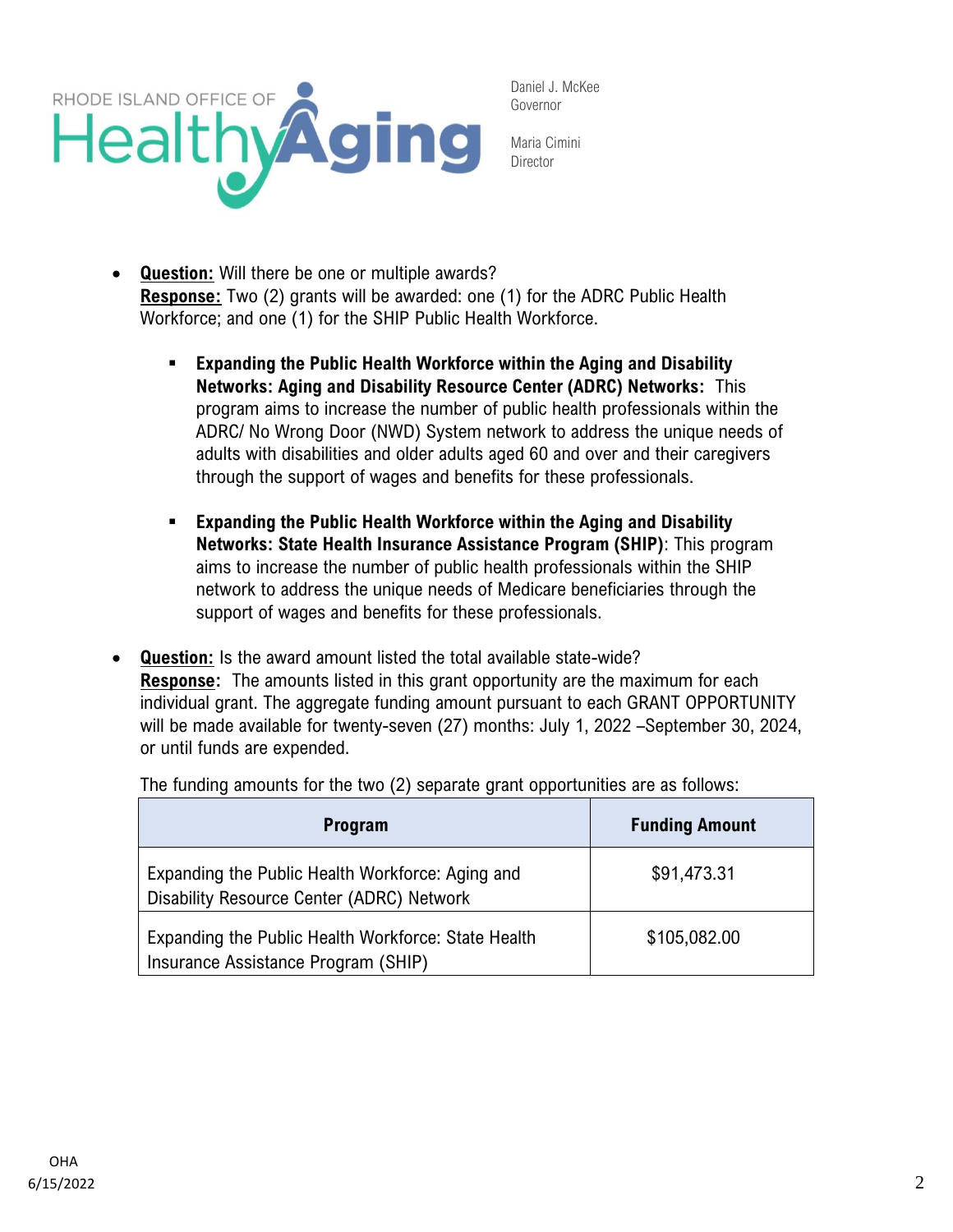- **Question:** Will there be one or multiple awards?
  **Response:** Two (2) grants will be awarded: one (1) for the ADRC Public Health Workforce; and one (1) for the SHIP Public Health Workforce.

  - **Expanding the Public Health Workforce within the Aging and Disability Networks: Aging and Disability Resource Center (ADRC) Networks:** This program aims to increase the number of public health professionals within the ADRC/ No Wrong Door (NWD) System network to address the unique needs of adults with disabilities and older adults aged 60 and over and their caregivers through the support of wages and benefits for these professionals.

  - **Expanding the Public Health Workforce within the Aging and Disability Networks: State Health Insurance Assistance Program (SHIP)**: This program aims to increase the number of public health professionals within the SHIP network to address the unique needs of Medicare beneficiaries through the support of wages and benefits for these professionals.

- **Question:** Is the award amount listed the total available state-wide?
  **Response**: The amounts listed in this grant opportunity are the maximum for each individual grant. The aggregate funding amount pursuant to each GRANT OPPORTUNITY will be made available for twenty-seven (27) months: July 1, 2022 –September 30, 2024, or until funds are expended.

  The funding amounts for the two (2) separate grant opportunities are as follows:

| Program | Funding Amount |
|---|---|
| Expanding the Public Health Workforce: Aging and Disability Resource Center (ADRC) Network | $91,473.31 |
| Expanding the Public Health Workforce: State Health Insurance Assistance Program (SHIP) | $105,082.00 |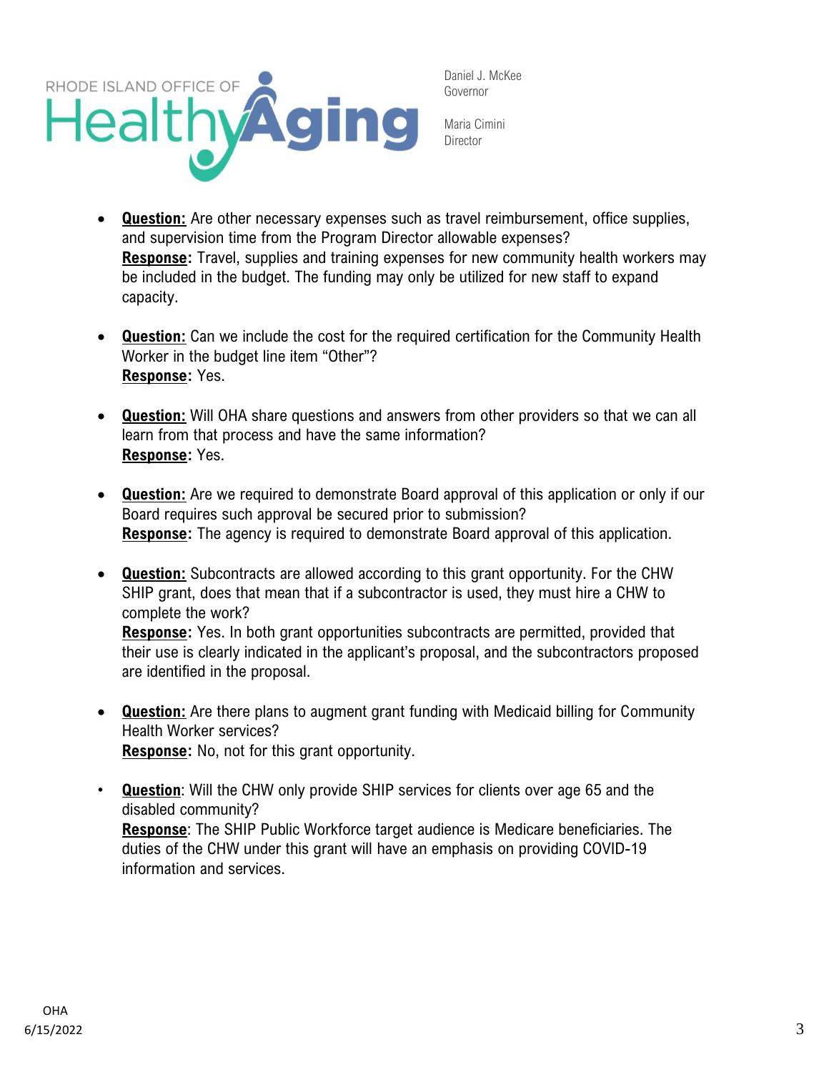- **Question:** Are other necessary expenses such as travel reimbursement, office supplies, and supervision time from the Program Director allowable expenses?
  **Response:** Travel, supplies and training expenses for new community health workers may be included in the budget. The funding may only be utilized for new staff to expand capacity.

- **Question:** Can we include the cost for the required certification for the Community Health Worker in the budget line item "Other"?
  **Response:** Yes.

- **Question:** Will OHA share questions and answers from other providers so that we can all learn from that process and have the same information?
  **Response:** Yes.

- **Question:** Are we required to demonstrate Board approval of this application or only if our Board requires such approval be secured prior to submission?
  **Response:** The agency is required to demonstrate Board approval of this application.

- **Question:** Subcontracts are allowed according to this grant opportunity. For the CHW SHIP grant, does that mean that if a subcontractor is used, they must hire a CHW to complete the work?
  **Response:** Yes. In both grant opportunities subcontracts are permitted, provided that their use is clearly indicated in the applicant's proposal, and the subcontractors proposed are identified in the proposal.

- **Question:** Are there plans to augment grant funding with Medicaid billing for Community Health Worker services?
  **Response:** No, not for this grant opportunity.

- **Question**: Will the CHW only provide SHIP services for clients over age 65 and the disabled community?
  **Response**: The SHIP Public Workforce target audience is Medicare beneficiaries. The duties of the CHW under this grant will have an emphasis on providing COVID-19 information and services.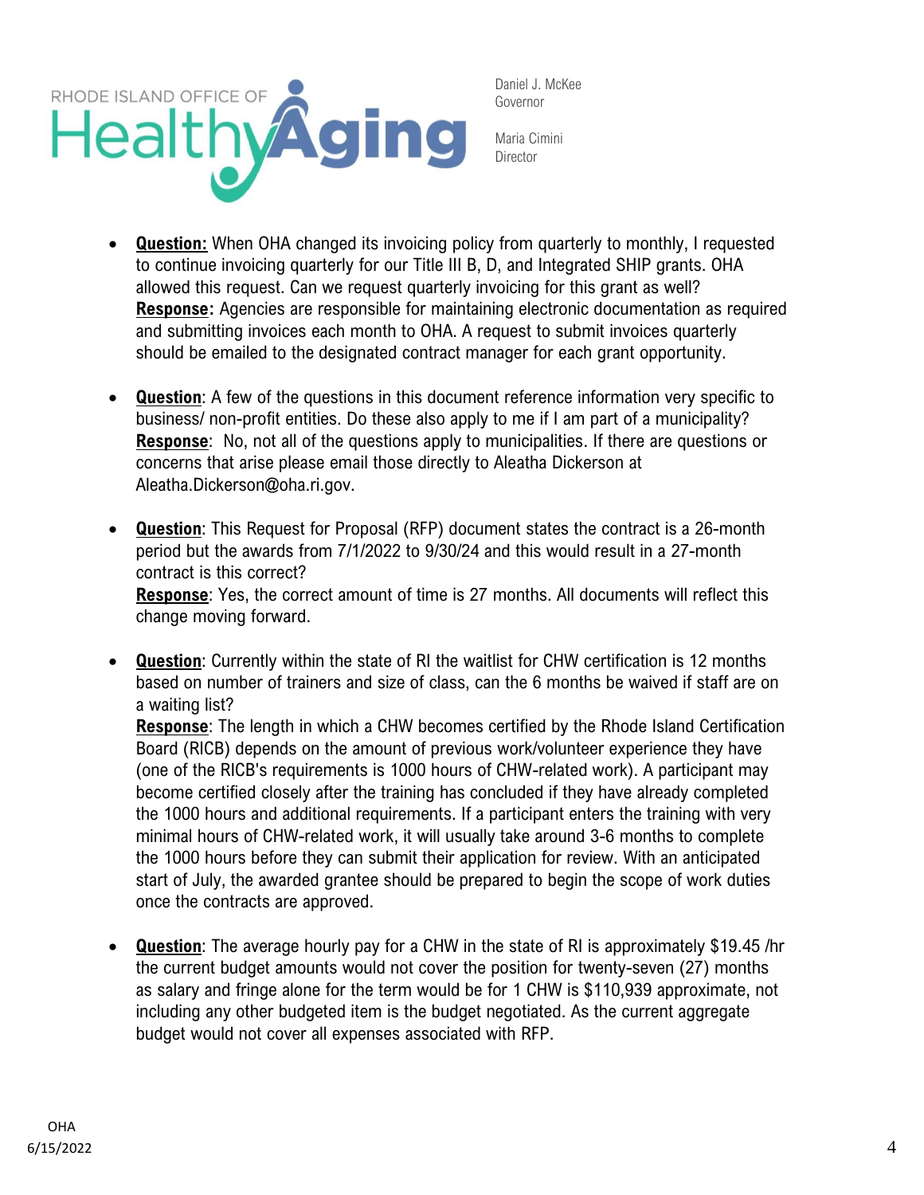- **Question:** When OHA changed its invoicing policy from quarterly to monthly, I requested to continue invoicing quarterly for our Title III B, D, and Integrated SHIP grants. OHA allowed this request. Can we request quarterly invoicing for this grant as well?
  **Response:** Agencies are responsible for maintaining electronic documentation as required and submitting invoices each month to OHA. A request to submit invoices quarterly should be emailed to the designated contract manager for each grant opportunity.

- **Question**: A few of the questions in this document reference information very specific to business/ non-profit entities. Do these also apply to me if I am part of a municipality?
  **Response**: No, not all of the questions apply to municipalities. If there are questions or concerns that arise please email those directly to Aleatha Dickerson at Aleatha.Dickerson@oha.ri.gov.

- **Question**: This Request for Proposal (RFP) document states the contract is a 26-month period but the awards from 7/1/2022 to 9/30/24 and this would result in a 27-month contract is this correct?
  **Response**: Yes, the correct amount of time is 27 months. All documents will reflect this change moving forward.

- **Question**: Currently within the state of RI the waitlist for CHW certification is 12 months based on number of trainers and size of class, can the 6 months be waived if staff are on a waiting list?
  **Response**: The length in which a CHW becomes certified by the Rhode Island Certification Board (RICB) depends on the amount of previous work/volunteer experience they have (one of the RICB's requirements is 1000 hours of CHW-related work). A participant may become certified closely after the training has concluded if they have already completed the 1000 hours and additional requirements. If a participant enters the training with very minimal hours of CHW-related work, it will usually take around 3-6 months to complete the 1000 hours before they can submit their application for review. With an anticipated start of July, the awarded grantee should be prepared to begin the scope of work duties once the contracts are approved.

- **Question**: The average hourly pay for a CHW in the state of RI is approximately $19.45 /hr the current budget amounts would not cover the position for twenty-seven (27) months as salary and fringe alone for the term would be for 1 CHW is $110,939 approximate, not including any other budgeted item is the budget negotiated. As the current aggregate budget would not cover all expenses associated with RFP.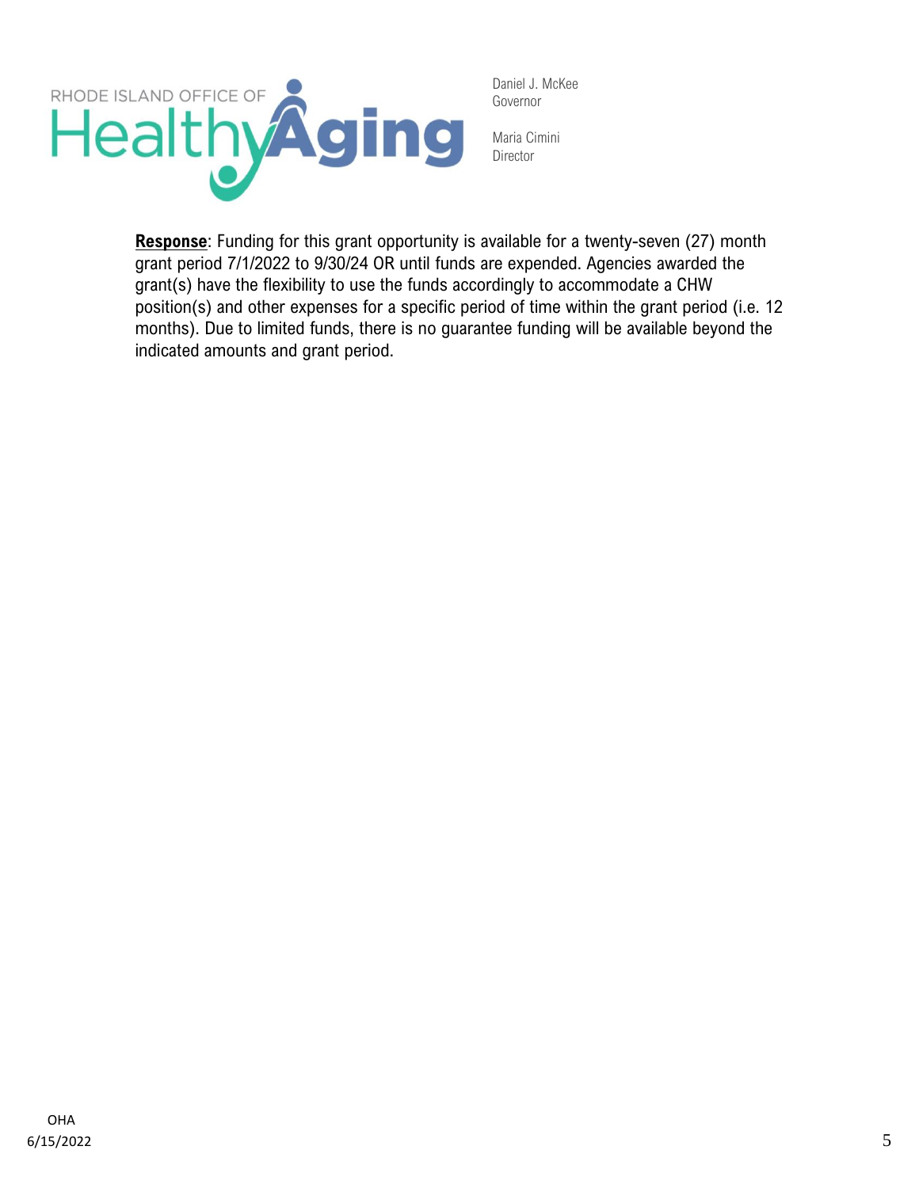**Response**: Funding for this grant opportunity is available for a twenty-seven (27) month grant period 7/1/2022 to 9/30/24 OR until funds are expended. Agencies awarded the grant(s) have the flexibility to use the funds accordingly to accommodate a CHW position(s) and other expenses for a specific period of time within the grant period (i.e. 12 months). Due to limited funds, there is no guarantee funding will be available beyond the indicated amounts and grant period.